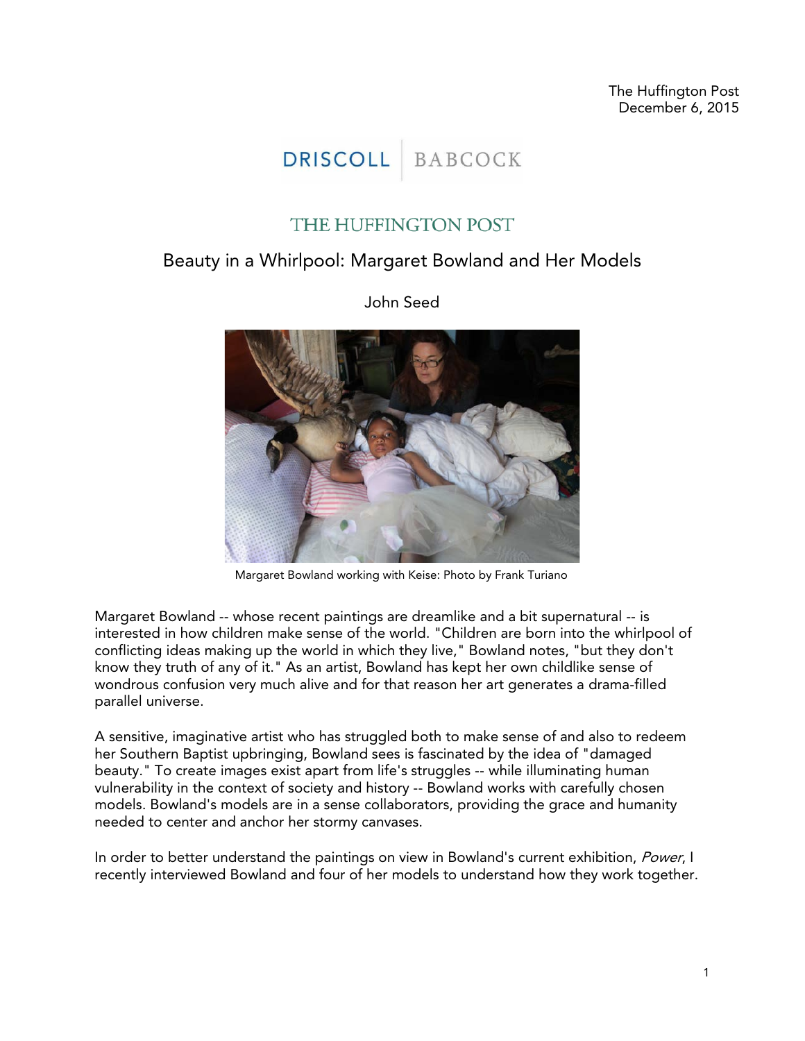The Huffington Post
December 6, 2015

DRISCOLL | BABCOCK

THE HUFFINGTON POST

# Beauty in a Whirlpool: Margaret Bowland and Her Models

John Seed

Margaret Bowland working with Keise: Photo by Frank Turiano

Margaret Bowland -- whose recent paintings are dreamlike and a bit supernatural -- is interested in how children make sense of the world. "Children are born into the whirlpool of conflicting ideas making up the world in which they live," Bowland notes, "but they don't know they truth of any of it." As an artist, Bowland has kept her own childlike sense of wondrous confusion very much alive and for that reason her art generates a drama-filled parallel universe.

A sensitive, imaginative artist who has struggled both to make sense of and also to redeem her Southern Baptist upbringing, Bowland sees is fascinated by the idea of "damaged beauty." To create images exist apart from life's struggles -- while illuminating human vulnerability in the context of society and history -- Bowland works with carefully chosen models. Bowland's models are in a sense collaborators, providing the grace and humanity needed to center and anchor her stormy canvases.

In order to better understand the paintings on view in Bowland's current exhibition, *Power*, I recently interviewed Bowland and four of her models to understand how they work together.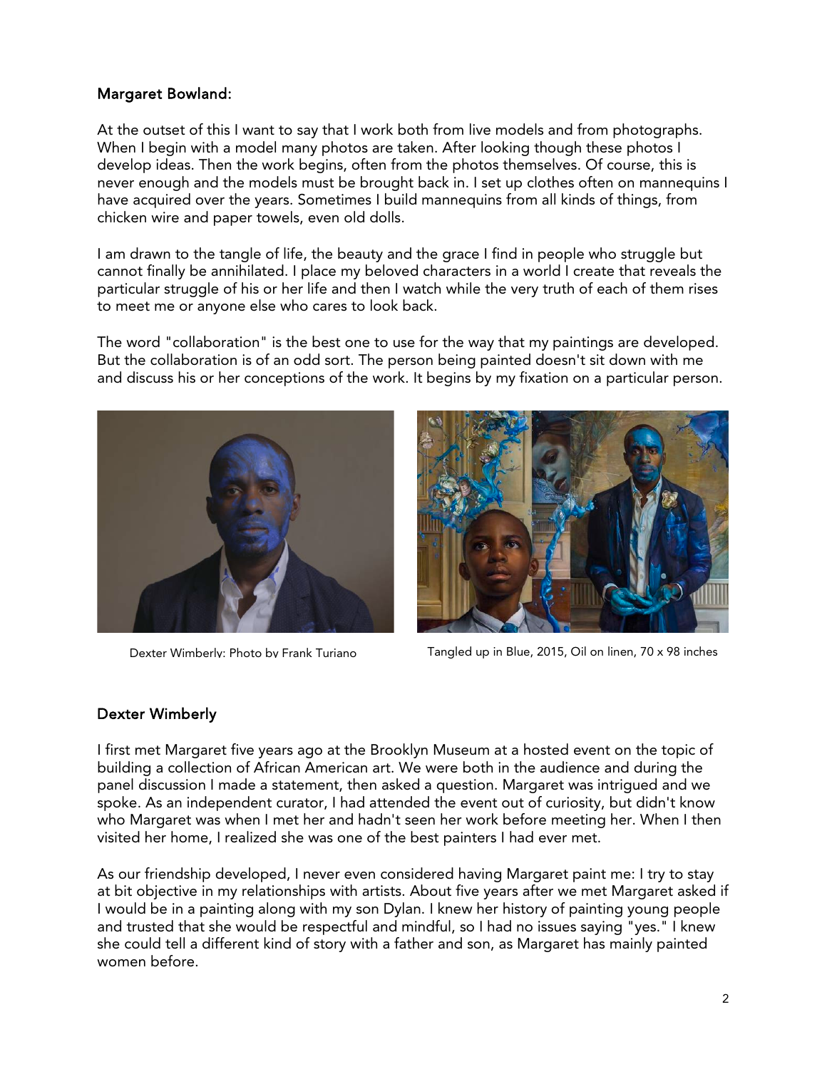## Margaret Bowland:

At the outset of this I want to say that I work both from live models and from photographs. When I begin with a model many photos are taken. After looking though these photos I develop ideas. Then the work begins, often from the photos themselves. Of course, this is never enough and the models must be brought back in. I set up clothes often on mannequins I have acquired over the years. Sometimes I build mannequins from all kinds of things, from chicken wire and paper towels, even old dolls.

I am drawn to the tangle of life, the beauty and the grace I find in people who struggle but cannot finally be annihilated. I place my beloved characters in a world I create that reveals the particular struggle of his or her life and then I watch while the very truth of each of them rises to meet me or anyone else who cares to look back.

The word "collaboration" is the best one to use for the way that my paintings are developed. But the collaboration is of an odd sort. The person being painted doesn't sit down with me and discuss his or her conceptions of the work. It begins by my fixation on a particular person.

Dexter Wimberly: Photo by Frank Turiano

Tangled up in Blue, 2015, Oil on linen, 70 x 98 inches

## Dexter Wimberly

I first met Margaret five years ago at the Brooklyn Museum at a hosted event on the topic of building a collection of African American art. We were both in the audience and during the panel discussion I made a statement, then asked a question. Margaret was intrigued and we spoke. As an independent curator, I had attended the event out of curiosity, but didn't know who Margaret was when I met her and hadn't seen her work before meeting her. When I then visited her home, I realized she was one of the best painters I had ever met.

As our friendship developed, I never even considered having Margaret paint me: I try to stay at bit objective in my relationships with artists. About five years after we met Margaret asked if I would be in a painting along with my son Dylan. I knew her history of painting young people and trusted that she would be respectful and mindful, so I had no issues saying "yes." I knew she could tell a different kind of story with a father and son, as Margaret has mainly painted women before.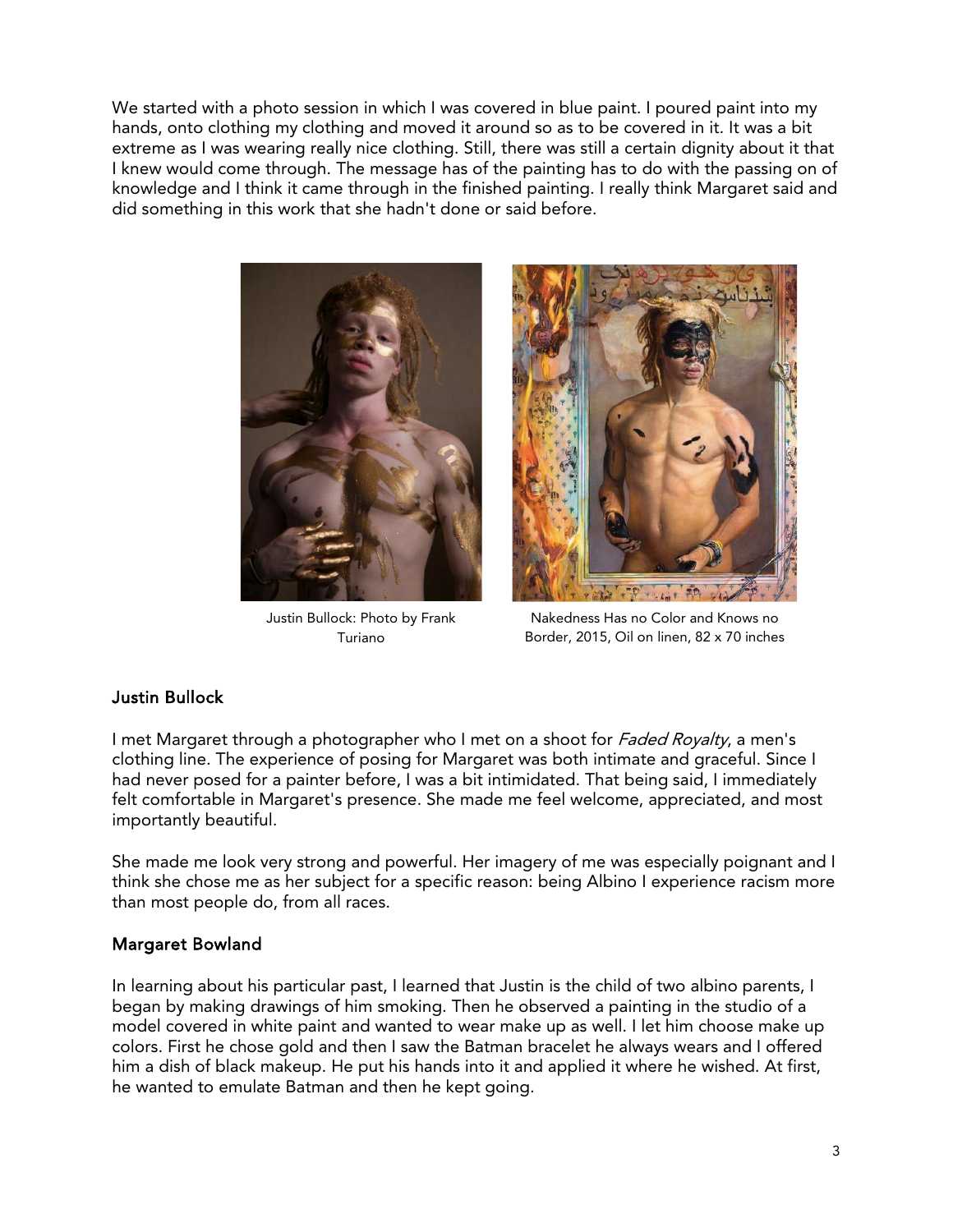We started with a photo session in which I was covered in blue paint. I poured paint into my hands, onto clothing my clothing and moved it around so as to be covered in it. It was a bit extreme as I was wearing really nice clothing. Still, there was still a certain dignity about it that I knew would come through. The message has of the painting has to do with the passing on of knowledge and I think it came through in the finished painting. I really think Margaret said and did something in this work that she hadn't done or said before.

Justin Bullock: Photo by Frank Turiano

Nakedness Has no Color and Knows no Border, 2015, Oil on linen, 82 x 70 inches

## Justin Bullock

I met Margaret through a photographer who I met on a shoot for *Faded Royalty*, a men's clothing line. The experience of posing for Margaret was both intimate and graceful. Since I had never posed for a painter before, I was a bit intimidated. That being said, I immediately felt comfortable in Margaret's presence. She made me feel welcome, appreciated, and most importantly beautiful.

She made me look very strong and powerful. Her imagery of me was especially poignant and I think she chose me as her subject for a specific reason: being Albino I experience racism more than most people do, from all races.

## Margaret Bowland

In learning about his particular past, I learned that Justin is the child of two albino parents, I began by making drawings of him smoking. Then he observed a painting in the studio of a model covered in white paint and wanted to wear make up as well. I let him choose make up colors. First he chose gold and then I saw the Batman bracelet he always wears and I offered him a dish of black makeup. He put his hands into it and applied it where he wished. At first, he wanted to emulate Batman and then he kept going.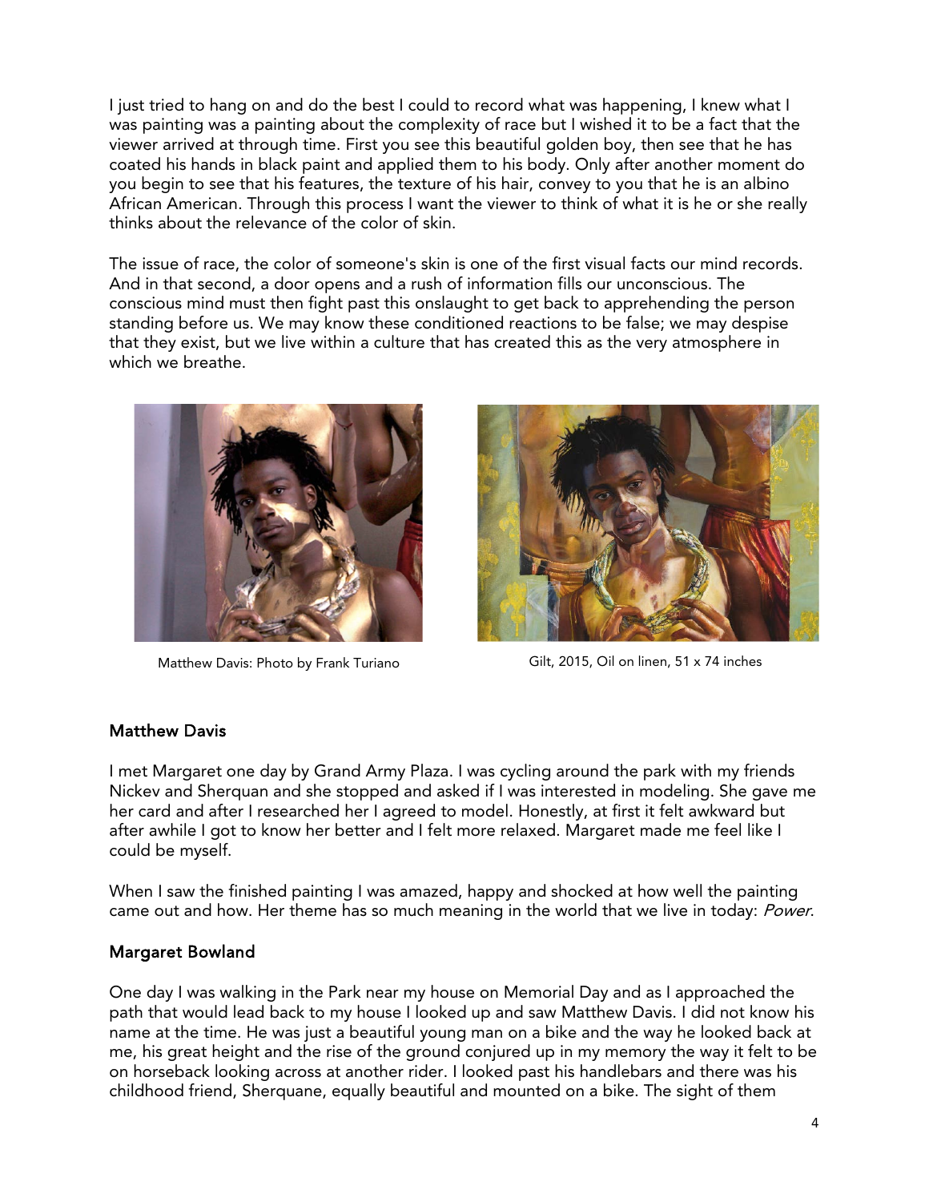I just tried to hang on and do the best I could to record what was happening, I knew what I was painting was a painting about the complexity of race but I wished it to be a fact that the viewer arrived at through time. First you see this beautiful golden boy, then see that he has coated his hands in black paint and applied them to his body. Only after another moment do you begin to see that his features, the texture of his hair, convey to you that he is an albino African American. Through this process I want the viewer to think of what it is he or she really thinks about the relevance of the color of skin.

The issue of race, the color of someone's skin is one of the first visual facts our mind records. And in that second, a door opens and a rush of information fills our unconscious. The conscious mind must then fight past this onslaught to get back to apprehending the person standing before us. We may know these conditioned reactions to be false; we may despise that they exist, but we live within a culture that has created this as the very atmosphere in which we breathe.

Matthew Davis: Photo by Frank Turiano

Gilt, 2015, Oil on linen, 51 x 74 inches

### Matthew Davis

I met Margaret one day by Grand Army Plaza. I was cycling around the park with my friends Nickev and Sherquan and she stopped and asked if I was interested in modeling. She gave me her card and after I researched her I agreed to model. Honestly, at first it felt awkward but after awhile I got to know her better and I felt more relaxed. Margaret made me feel like I could be myself.

When I saw the finished painting I was amazed, happy and shocked at how well the painting came out and how. Her theme has so much meaning in the world that we live in today: *Power*.

### Margaret Bowland

One day I was walking in the Park near my house on Memorial Day and as I approached the path that would lead back to my house I looked up and saw Matthew Davis. I did not know his name at the time. He was just a beautiful young man on a bike and the way he looked back at me, his great height and the rise of the ground conjured up in my memory the way it felt to be on horseback looking across at another rider. I looked past his handlebars and there was his childhood friend, Sherquane, equally beautiful and mounted on a bike. The sight of them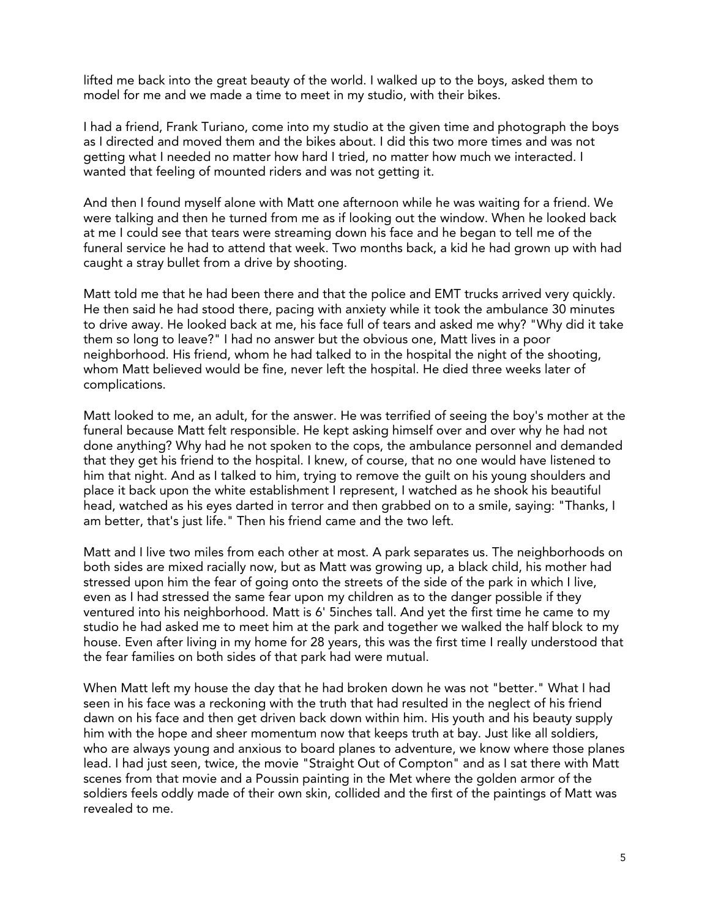lifted me back into the great beauty of the world. I walked up to the boys, asked them to model for me and we made a time to meet in my studio, with their bikes.

I had a friend, Frank Turiano, come into my studio at the given time and photograph the boys as I directed and moved them and the bikes about. I did this two more times and was not getting what I needed no matter how hard I tried, no matter how much we interacted. I wanted that feeling of mounted riders and was not getting it.

And then I found myself alone with Matt one afternoon while he was waiting for a friend. We were talking and then he turned from me as if looking out the window. When he looked back at me I could see that tears were streaming down his face and he began to tell me of the funeral service he had to attend that week. Two months back, a kid he had grown up with had caught a stray bullet from a drive by shooting.

Matt told me that he had been there and that the police and EMT trucks arrived very quickly. He then said he had stood there, pacing with anxiety while it took the ambulance 30 minutes to drive away. He looked back at me, his face full of tears and asked me why? "Why did it take them so long to leave?" I had no answer but the obvious one, Matt lives in a poor neighborhood. His friend, whom he had talked to in the hospital the night of the shooting, whom Matt believed would be fine, never left the hospital. He died three weeks later of complications.

Matt looked to me, an adult, for the answer. He was terrified of seeing the boy's mother at the funeral because Matt felt responsible. He kept asking himself over and over why he had not done anything? Why had he not spoken to the cops, the ambulance personnel and demanded that they get his friend to the hospital. I knew, of course, that no one would have listened to him that night. And as I talked to him, trying to remove the guilt on his young shoulders and place it back upon the white establishment I represent, I watched as he shook his beautiful head, watched as his eyes darted in terror and then grabbed on to a smile, saying: "Thanks, I am better, that's just life." Then his friend came and the two left.

Matt and I live two miles from each other at most. A park separates us. The neighborhoods on both sides are mixed racially now, but as Matt was growing up, a black child, his mother had stressed upon him the fear of going onto the streets of the side of the park in which I live, even as I had stressed the same fear upon my children as to the danger possible if they ventured into his neighborhood. Matt is 6' 5inches tall. And yet the first time he came to my studio he had asked me to meet him at the park and together we walked the half block to my house. Even after living in my home for 28 years, this was the first time I really understood that the fear families on both sides of that park had were mutual.

When Matt left my house the day that he had broken down he was not "better." What I had seen in his face was a reckoning with the truth that had resulted in the neglect of his friend dawn on his face and then get driven back down within him. His youth and his beauty supply him with the hope and sheer momentum now that keeps truth at bay. Just like all soldiers, who are always young and anxious to board planes to adventure, we know where those planes lead. I had just seen, twice, the movie "Straight Out of Compton" and as I sat there with Matt scenes from that movie and a Poussin painting in the Met where the golden armor of the soldiers feels oddly made of their own skin, collided and the first of the paintings of Matt was revealed to me.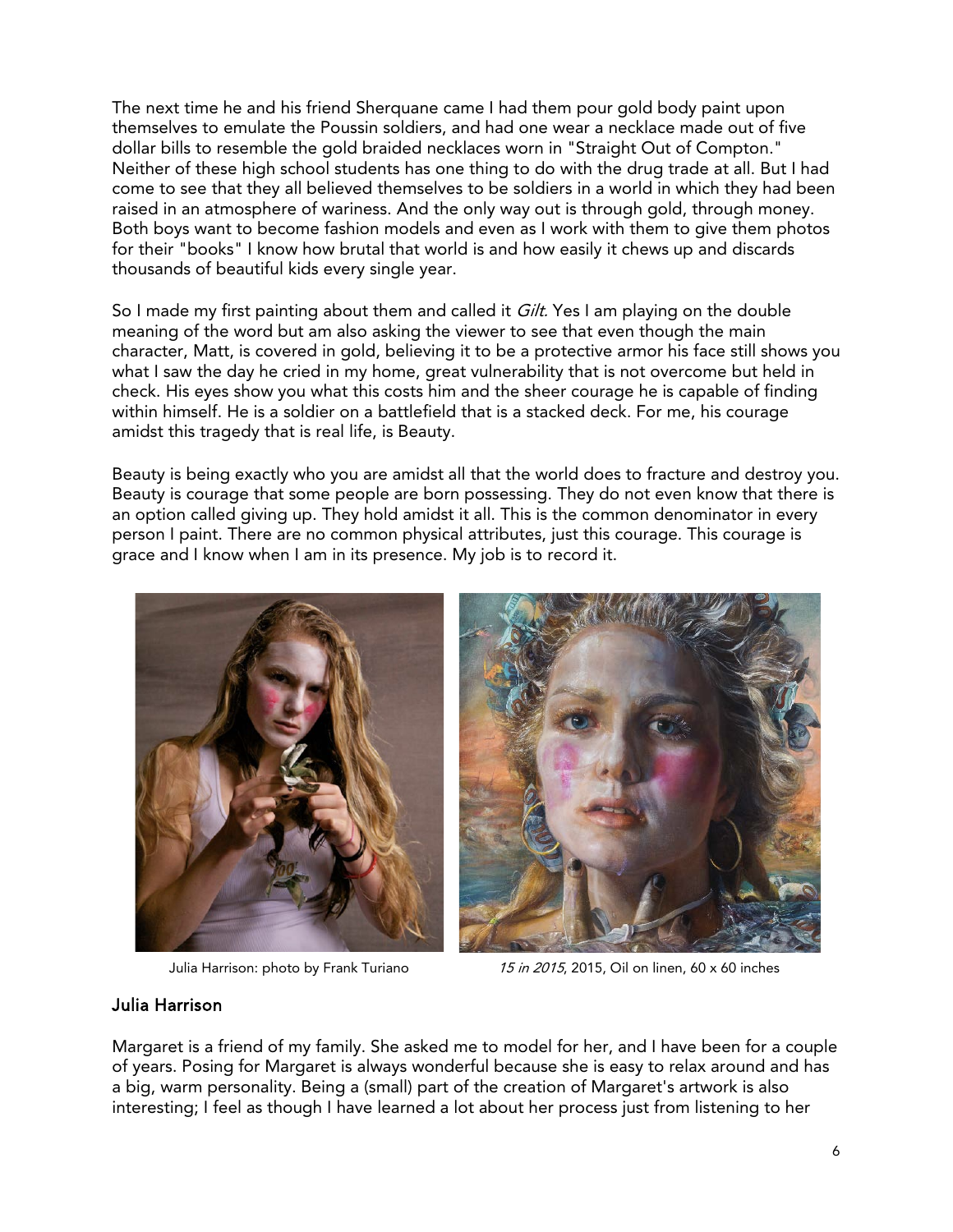The next time he and his friend Sherquane came I had them pour gold body paint upon themselves to emulate the Poussin soldiers, and had one wear a necklace made out of five dollar bills to resemble the gold braided necklaces worn in "Straight Out of Compton." Neither of these high school students has one thing to do with the drug trade at all. But I had come to see that they all believed themselves to be soldiers in a world in which they had been raised in an atmosphere of wariness. And the only way out is through gold, through money. Both boys want to become fashion models and even as I work with them to give them photos for their "books" I know how brutal that world is and how easily it chews up and discards thousands of beautiful kids every single year.

So I made my first painting about them and called it *Gilt.* Yes I am playing on the double meaning of the word but am also asking the viewer to see that even though the main character, Matt, is covered in gold, believing it to be a protective armor his face still shows you what I saw the day he cried in my home, great vulnerability that is not overcome but held in check. His eyes show you what this costs him and the sheer courage he is capable of finding within himself. He is a soldier on a battlefield that is a stacked deck. For me, his courage amidst this tragedy that is real life, is Beauty.

Beauty is being exactly who you are amidst all that the world does to fracture and destroy you. Beauty is courage that some people are born possessing. They do not even know that there is an option called giving up. They hold amidst it all. This is the common denominator in every person I paint. There are no common physical attributes, just this courage. This courage is grace and I know when I am in its presence. My job is to record it.

Julia Harrison: photo by Frank Turiano

*15 in 2015*, 2015, Oil on linen, 60 x 60 inches

## Julia Harrison

Margaret is a friend of my family. She asked me to model for her, and I have been for a couple of years. Posing for Margaret is always wonderful because she is easy to relax around and has a big, warm personality. Being a (small) part of the creation of Margaret's artwork is also interesting; I feel as though I have learned a lot about her process just from listening to her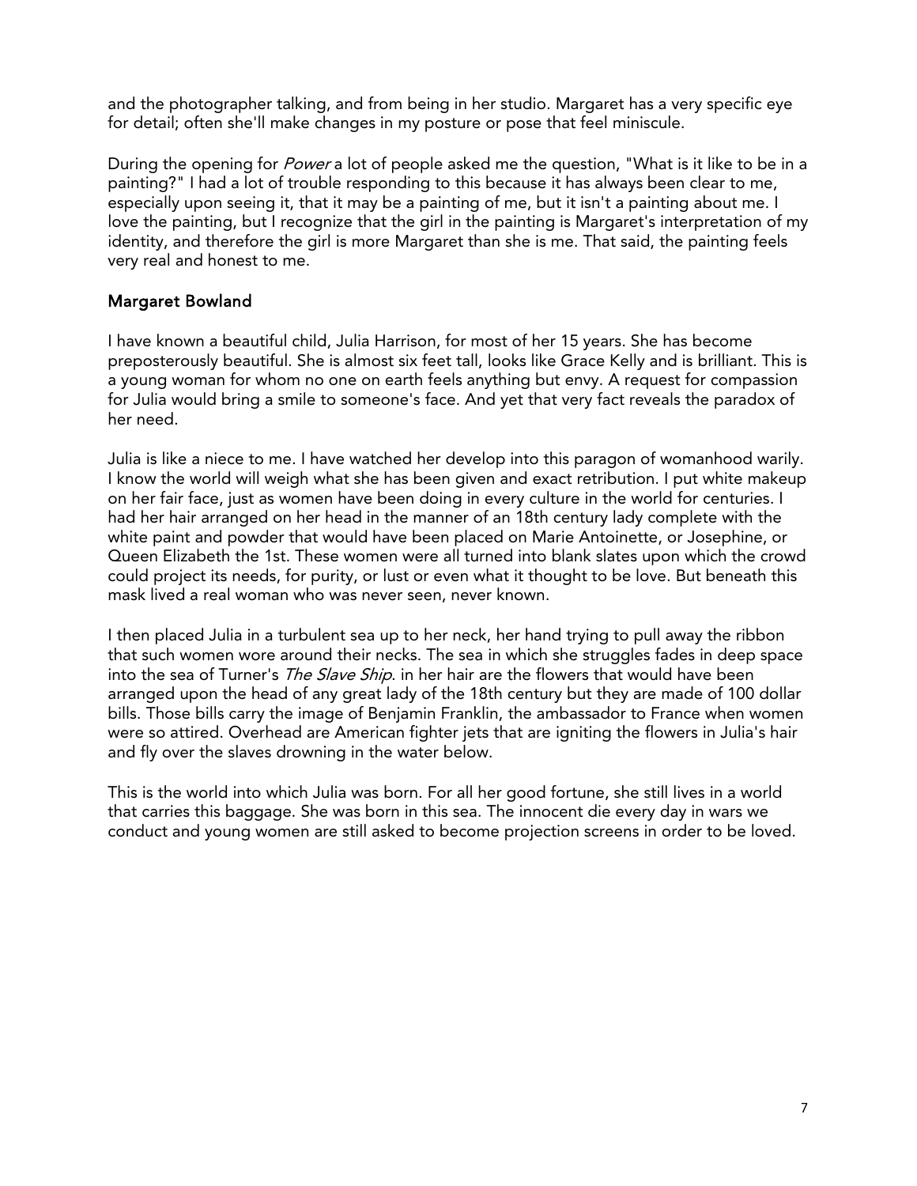and the photographer talking, and from being in her studio. Margaret has a very specific eye for detail; often she'll make changes in my posture or pose that feel miniscule.

During the opening for *Power* a lot of people asked me the question, "What is it like to be in a painting?" I had a lot of trouble responding to this because it has always been clear to me, especially upon seeing it, that it may be a painting of me, but it isn't a painting about me. I love the painting, but I recognize that the girl in the painting is Margaret's interpretation of my identity, and therefore the girl is more Margaret than she is me. That said, the painting feels very real and honest to me.

## Margaret Bowland

I have known a beautiful child, Julia Harrison, for most of her 15 years. She has become preposterously beautiful. She is almost six feet tall, looks like Grace Kelly and is brilliant. This is a young woman for whom no one on earth feels anything but envy. A request for compassion for Julia would bring a smile to someone's face. And yet that very fact reveals the paradox of her need.

Julia is like a niece to me. I have watched her develop into this paragon of womanhood warily. I know the world will weigh what she has been given and exact retribution. I put white makeup on her fair face, just as women have been doing in every culture in the world for centuries. I had her hair arranged on her head in the manner of an 18th century lady complete with the white paint and powder that would have been placed on Marie Antoinette, or Josephine, or Queen Elizabeth the 1st. These women were all turned into blank slates upon which the crowd could project its needs, for purity, or lust or even what it thought to be love. But beneath this mask lived a real woman who was never seen, never known.

I then placed Julia in a turbulent sea up to her neck, her hand trying to pull away the ribbon that such women wore around their necks. The sea in which she struggles fades in deep space into the sea of Turner's *The Slave Ship*. in her hair are the flowers that would have been arranged upon the head of any great lady of the 18th century but they are made of 100 dollar bills. Those bills carry the image of Benjamin Franklin, the ambassador to France when women were so attired. Overhead are American fighter jets that are igniting the flowers in Julia's hair and fly over the slaves drowning in the water below.

This is the world into which Julia was born. For all her good fortune, she still lives in a world that carries this baggage. She was born in this sea. The innocent die every day in wars we conduct and young women are still asked to become projection screens in order to be loved.